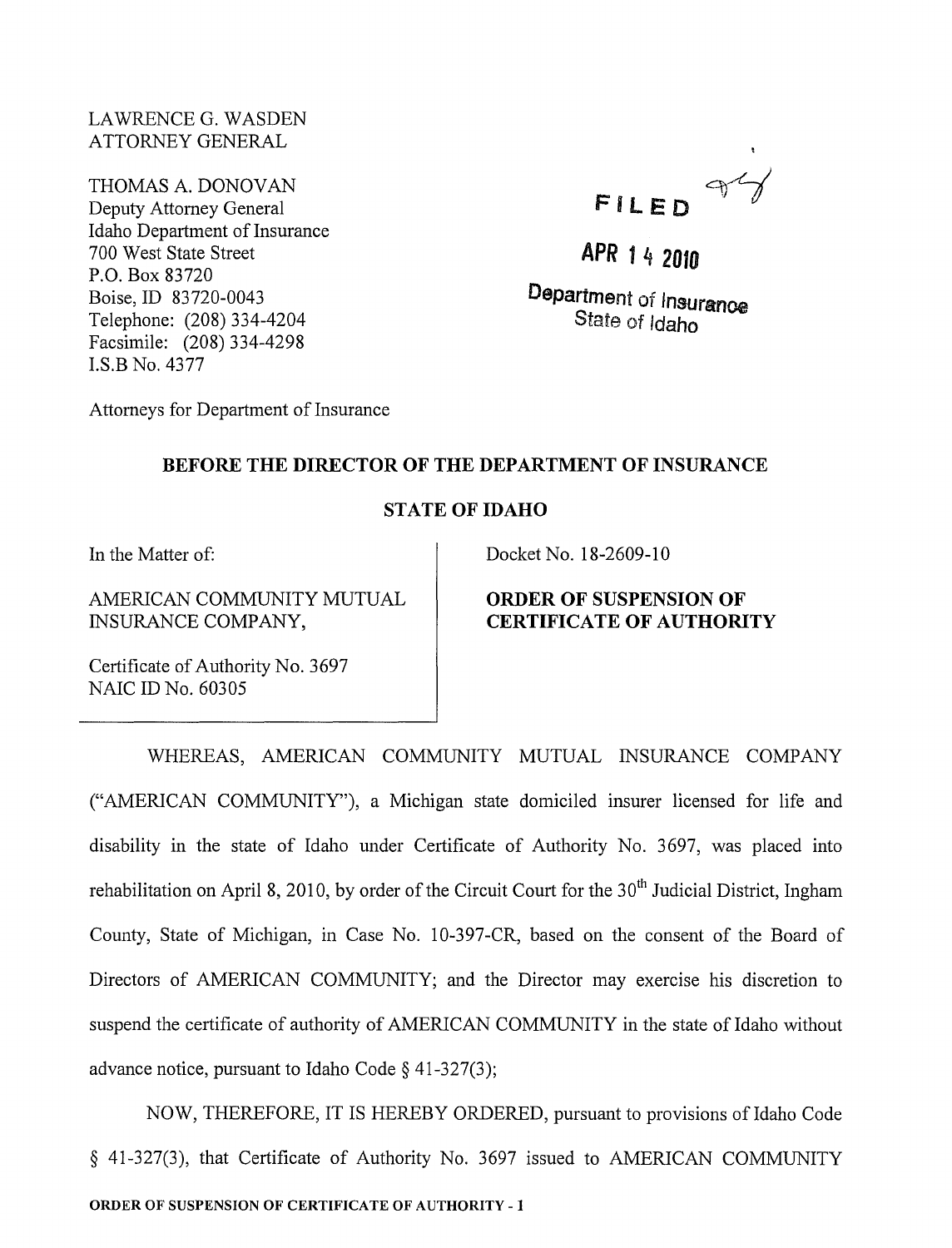LAWRENCE G. WASDEN
ATTORNEY GENERAL

THOMAS A. DONOVAN
Deputy Attorney General
Idaho Department of Insurance
700 West State Street
P.O. Box 83720
Boise, ID 83720-0043
Telephone: (208) 334-4204
Facsimile: (208) 334-4298
I.S.B No. 4377

FILED

APR 14 2010

Department of Insurance
State of Idaho

Attorneys for Department of Insurance

**BEFORE THE DIRECTOR OF THE DEPARTMENT OF INSURANCE**

**STATE OF IDAHO**

| In the Matter of: AMERICAN COMMUNITY MUTUAL INSURANCE COMPANY, Certificate of Authority No. 3697 NAIC ID No. 60305 | Docket No. 18-2609-10 **ORDER OF SUSPENSION OF CERTIFICATE OF AUTHORITY** |
|---|---|

WHEREAS, AMERICAN COMMUNITY MUTUAL INSURANCE COMPANY ("AMERICAN COMMUNITY"), a Michigan state domiciled insurer licensed for life and disability in the state of Idaho under Certificate of Authority No. 3697, was placed into rehabilitation on April 8, 2010, by order of the Circuit Court for the 30th Judicial District, Ingham County, State of Michigan, in Case No. 10-397-CR, based on the consent of the Board of Directors of AMERICAN COMMUNITY; and the Director may exercise his discretion to suspend the certificate of authority of AMERICAN COMMUNITY in the state of Idaho without advance notice, pursuant to Idaho Code § 41-327(3);

NOW, THEREFORE, IT IS HEREBY ORDERED, pursuant to provisions of Idaho Code § 41-327(3), that Certificate of Authority No. 3697 issued to AMERICAN COMMUNITY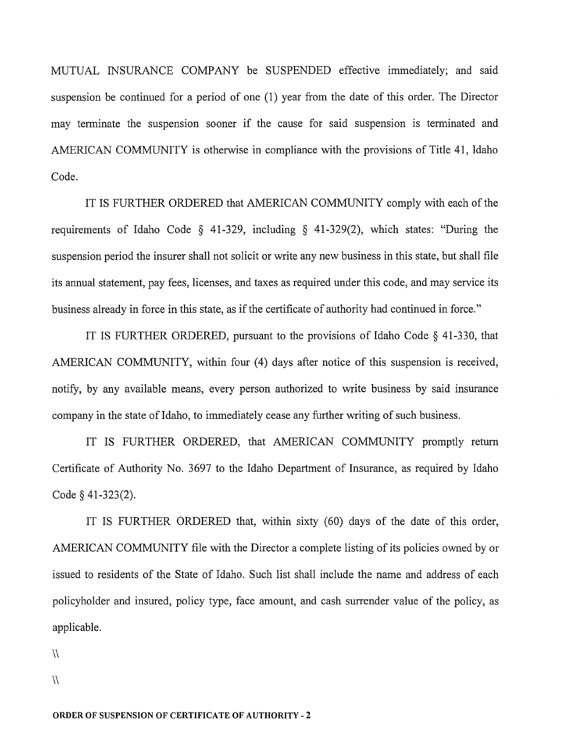MUTUAL INSURANCE COMPANY be SUSPENDED effective immediately; and said suspension be continued for a period of one (1) year from the date of this order. The Director may terminate the suspension sooner if the cause for said suspension is terminated and AMERICAN COMMUNITY is otherwise in compliance with the provisions of Title 41, Idaho Code.

IT IS FURTHER ORDERED that AMERICAN COMMUNITY comply with each of the requirements of Idaho Code § 41-329, including § 41-329(2), which states: "During the suspension period the insurer shall not solicit or write any new business in this state, but shall file its annual statement, pay fees, licenses, and taxes as required under this code, and may service its business already in force in this state, as if the certificate of authority had continued in force."

IT IS FURTHER ORDERED, pursuant to the provisions of Idaho Code § 41-330, that AMERICAN COMMUNITY, within four (4) days after notice of this suspension is received, notify, by any available means, every person authorized to write business by said insurance company in the state of Idaho, to immediately cease any further writing of such business.

IT IS FURTHER ORDERED, that AMERICAN COMMUNITY promptly return Certificate of Authority No. 3697 to the Idaho Department of Insurance, as required by Idaho Code § 41-323(2).

IT IS FURTHER ORDERED that, within sixty (60) days of the date of this order, AMERICAN COMMUNITY file with the Director a complete listing of its policies owned by or issued to residents of the State of Idaho. Such list shall include the name and address of each policyholder and insured, policy type, face amount, and cash surrender value of the policy, as applicable.

\\

\\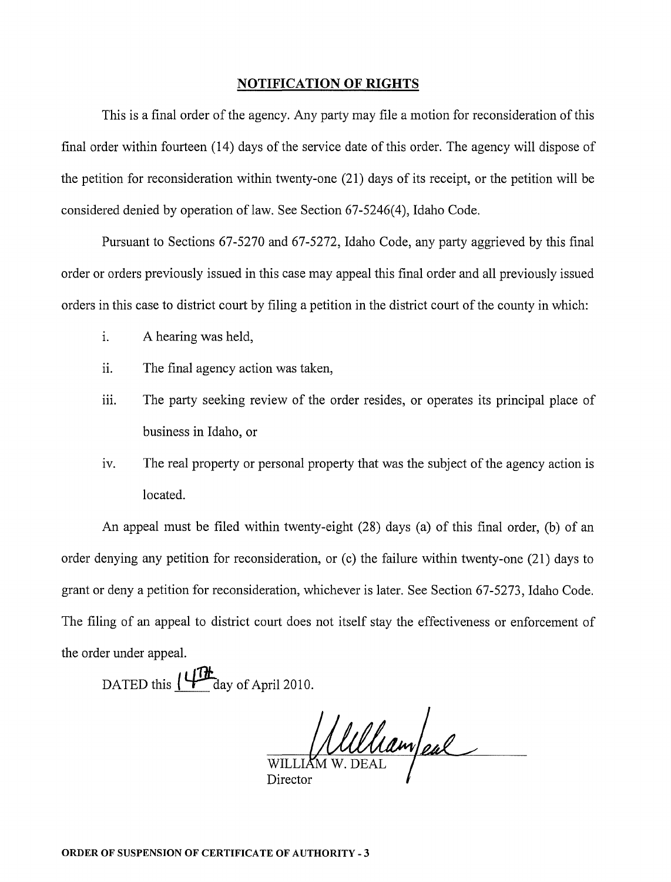## NOTIFICATION OF RIGHTS

This is a final order of the agency. Any party may file a motion for reconsideration of this final order within fourteen (14) days of the service date of this order. The agency will dispose of the petition for reconsideration within twenty-one (21) days of its receipt, or the petition will be considered denied by operation of law. See Section 67-5246(4), Idaho Code.

Pursuant to Sections 67-5270 and 67-5272, Idaho Code, any party aggrieved by this final order or orders previously issued in this case may appeal this final order and all previously issued orders in this case to district court by filing a petition in the district court of the county in which:

i. A hearing was held,

ii. The final agency action was taken,

iii. The party seeking review of the order resides, or operates its principal place of business in Idaho, or

iv. The real property or personal property that was the subject of the agency action is located.

An appeal must be filed within twenty-eight (28) days (a) of this final order, (b) of an order denying any petition for reconsideration, or (c) the failure within twenty-one (21) days to grant or deny a petition for reconsideration, whichever is later. See Section 67-5273, Idaho Code. The filing of an appeal to district court does not itself stay the effectiveness or enforcement of the order under appeal.

DATED this 14th day of April 2010.

WILLIAM W. DEAL
Director

ORDER OF SUSPENSION OF CERTIFICATE OF AUTHORITY - 3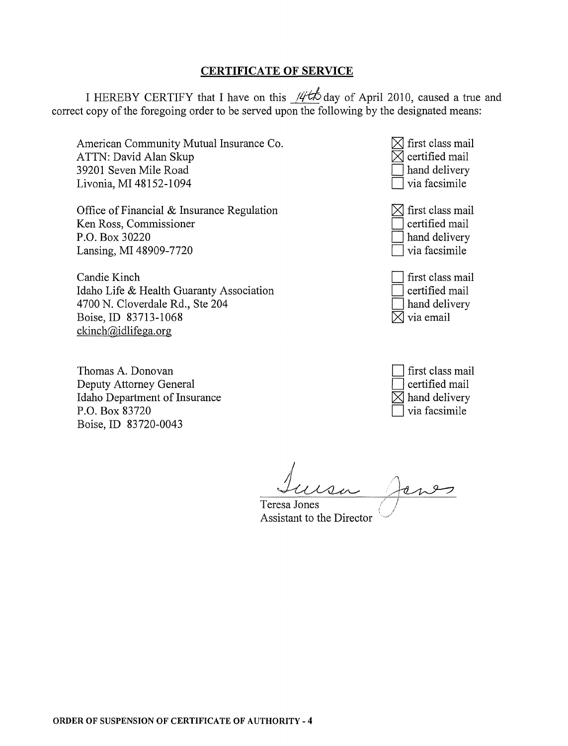## CERTIFICATE OF SERVICE

I HEREBY CERTIFY that I have on this 14th day of April 2010, caused a true and correct copy of the foregoing order to be served upon the following by the designated means:

American Community Mutual Insurance Co.
ATTN: David Alan Skup
39201 Seven Mile Road
Livonia, MI 48152-1094

- [x] first class mail
- [x] certified mail
- [ ] hand delivery
- [ ] via facsimile

Office of Financial & Insurance Regulation
Ken Ross, Commissioner
P.O. Box 30220
Lansing, MI 48909-7720

- [x] first class mail
- [ ] certified mail
- [ ] hand delivery
- [ ] via facsimile

Candie Kinch
Idaho Life & Health Guaranty Association
4700 N. Cloverdale Rd., Ste 204
Boise, ID 83713-1068
ckinch@idlifega.org

- [ ] first class mail
- [ ] certified mail
- [ ] hand delivery
- [x] via email

Thomas A. Donovan
Deputy Attorney General
Idaho Department of Insurance
P.O. Box 83720
Boise, ID 83720-0043

- [ ] first class mail
- [ ] certified mail
- [x] hand delivery
- [ ] via facsimile

Teresa Jones
Assistant to the Director

**ORDER OF SUSPENSION OF CERTIFICATE OF AUTHORITY - 4**